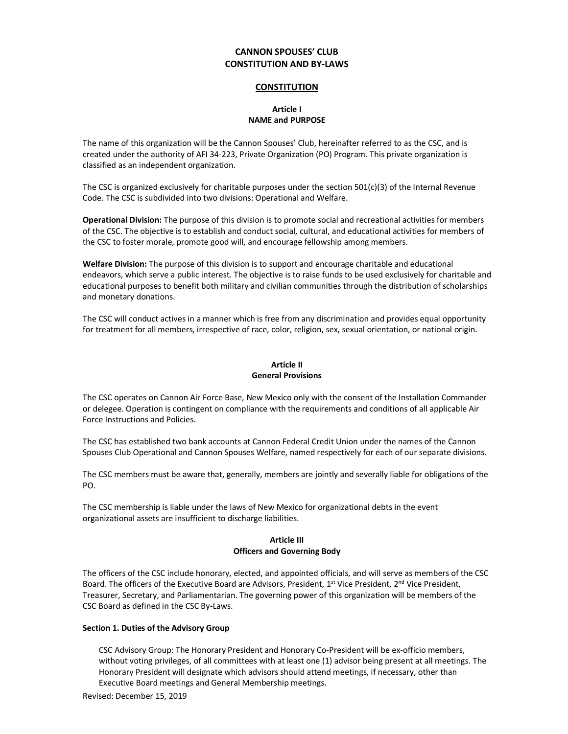# CANNON SPOUSES' CLUB
# CONSTITUTION AND BY-LAWS

## CONSTITUTION

### Article I
### NAME and PURPOSE

The name of this organization will be the Cannon Spouses' Club, hereinafter referred to as the CSC, and is created under the authority of AFI 34-223, Private Organization (PO) Program. This private organization is classified as an independent organization.

The CSC is organized exclusively for charitable purposes under the section 501(c)(3) of the Internal Revenue Code. The CSC is subdivided into two divisions: Operational and Welfare.

**Operational Division:** The purpose of this division is to promote social and recreational activities for members of the CSC. The objective is to establish and conduct social, cultural, and educational activities for members of the CSC to foster morale, promote good will, and encourage fellowship among members.

**Welfare Division:** The purpose of this division is to support and encourage charitable and educational endeavors, which serve a public interest. The objective is to raise funds to be used exclusively for charitable and educational purposes to benefit both military and civilian communities through the distribution of scholarships and monetary donations.

The CSC will conduct actives in a manner which is free from any discrimination and provides equal opportunity for treatment for all members, irrespective of race, color, religion, sex, sexual orientation, or national origin.

### Article II
### General Provisions

The CSC operates on Cannon Air Force Base, New Mexico only with the consent of the Installation Commander or delegee. Operation is contingent on compliance with the requirements and conditions of all applicable Air Force Instructions and Policies.

The CSC has established two bank accounts at Cannon Federal Credit Union under the names of the Cannon Spouses Club Operational and Cannon Spouses Welfare, named respectively for each of our separate divisions.

The CSC members must be aware that, generally, members are jointly and severally liable for obligations of the PO.

The CSC membership is liable under the laws of New Mexico for organizational debts in the event organizational assets are insufficient to discharge liabilities.

### Article III
### Officers and Governing Body

The officers of the CSC include honorary, elected, and appointed officials, and will serve as members of the CSC Board. The officers of the Executive Board are Advisors, President, 1st Vice President, 2nd Vice President, Treasurer, Secretary, and Parliamentarian. The governing power of this organization will be members of the CSC Board as defined in the CSC By-Laws.

#### Section 1. Duties of the Advisory Group

CSC Advisory Group: The Honorary President and Honorary Co-President will be ex-officio members, without voting privileges, of all committees with at least one (1) advisor being present at all meetings. The Honorary President will designate which advisors should attend meetings, if necessary, other than Executive Board meetings and General Membership meetings.

Revised: December 15, 2019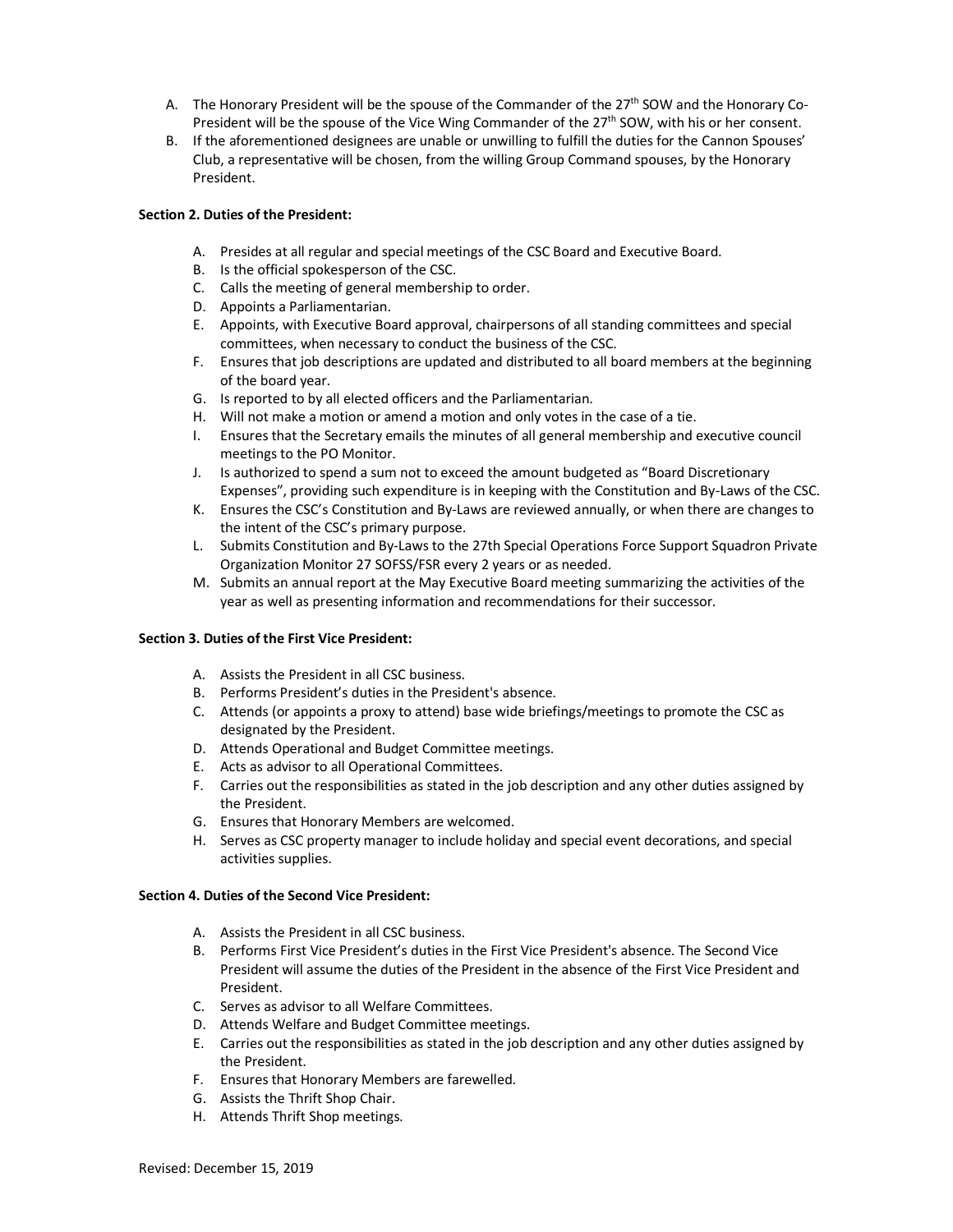A. The Honorary President will be the spouse of the Commander of the 27th SOW and the Honorary Co-President will be the spouse of the Vice Wing Commander of the 27th SOW, with his or her consent.
B. If the aforementioned designees are unable or unwilling to fulfill the duties for the Cannon Spouses' Club, a representative will be chosen, from the willing Group Command spouses, by the Honorary President.

**Section 2. Duties of the President:**

A. Presides at all regular and special meetings of the CSC Board and Executive Board.
B. Is the official spokesperson of the CSC.
C. Calls the meeting of general membership to order.
D. Appoints a Parliamentarian.
E. Appoints, with Executive Board approval, chairpersons of all standing committees and special committees, when necessary to conduct the business of the CSC.
F. Ensures that job descriptions are updated and distributed to all board members at the beginning of the board year.
G. Is reported to by all elected officers and the Parliamentarian.
H. Will not make a motion or amend a motion and only votes in the case of a tie.
I. Ensures that the Secretary emails the minutes of all general membership and executive council meetings to the PO Monitor.
J. Is authorized to spend a sum not to exceed the amount budgeted as "Board Discretionary Expenses", providing such expenditure is in keeping with the Constitution and By-Laws of the CSC.
K. Ensures the CSC's Constitution and By-Laws are reviewed annually, or when there are changes to the intent of the CSC's primary purpose.
L. Submits Constitution and By-Laws to the 27th Special Operations Force Support Squadron Private Organization Monitor 27 SOFSS/FSR every 2 years or as needed.
M. Submits an annual report at the May Executive Board meeting summarizing the activities of the year as well as presenting information and recommendations for their successor.

**Section 3. Duties of the First Vice President:**

A. Assists the President in all CSC business.
B. Performs President's duties in the President's absence.
C. Attends (or appoints a proxy to attend) base wide briefings/meetings to promote the CSC as designated by the President.
D. Attends Operational and Budget Committee meetings.
E. Acts as advisor to all Operational Committees.
F. Carries out the responsibilities as stated in the job description and any other duties assigned by the President.
G. Ensures that Honorary Members are welcomed.
H. Serves as CSC property manager to include holiday and special event decorations, and special activities supplies.

**Section 4. Duties of the Second Vice President:**

A. Assists the President in all CSC business.
B. Performs First Vice President's duties in the First Vice President's absence. The Second Vice President will assume the duties of the President in the absence of the First Vice President and President.
C. Serves as advisor to all Welfare Committees.
D. Attends Welfare and Budget Committee meetings.
E. Carries out the responsibilities as stated in the job description and any other duties assigned by the President.
F. Ensures that Honorary Members are farewelled.
G. Assists the Thrift Shop Chair.
H. Attends Thrift Shop meetings.

Revised: December 15, 2019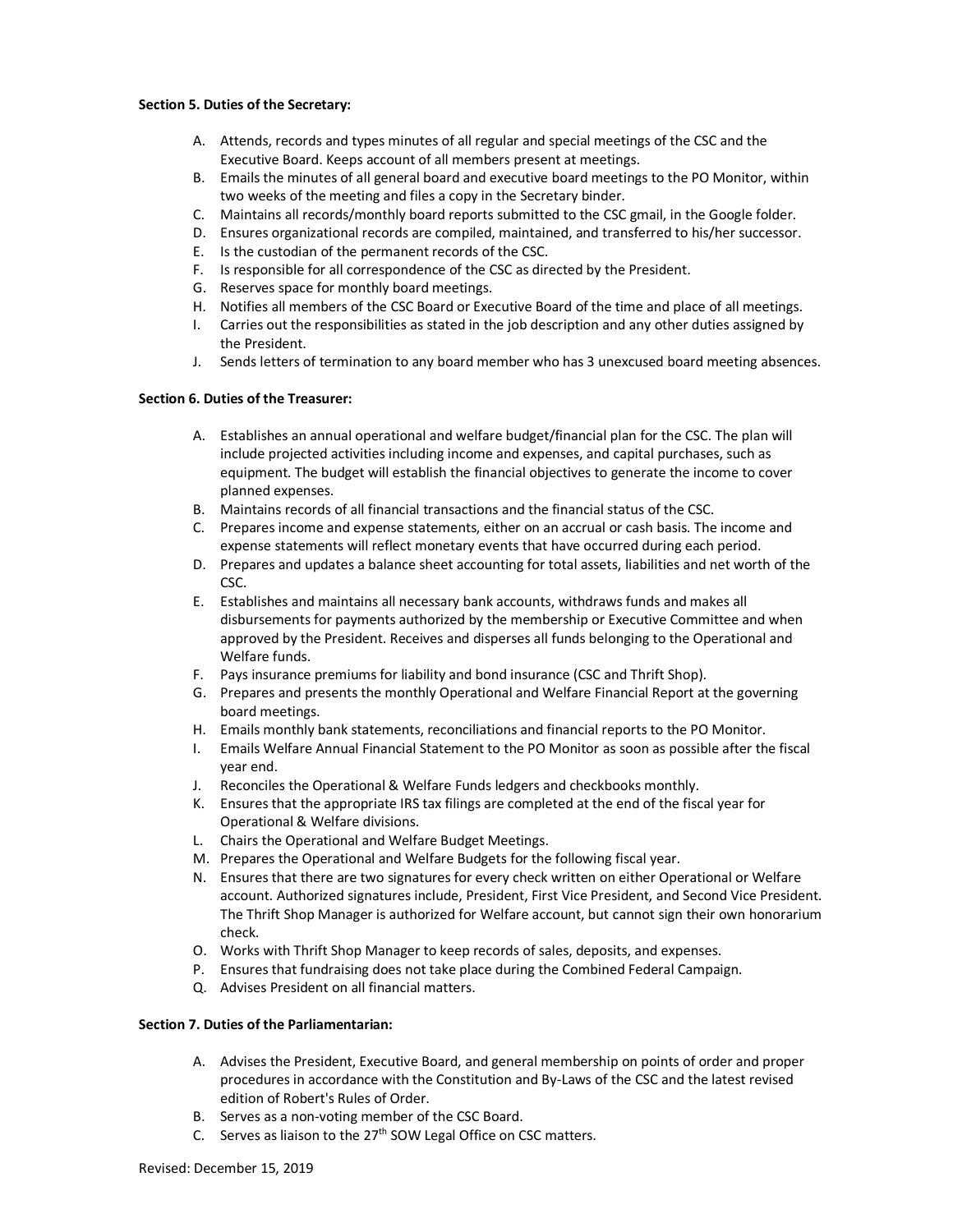**Section 5. Duties of the Secretary:**

A. Attends, records and types minutes of all regular and special meetings of the CSC and the Executive Board. Keeps account of all members present at meetings.
B. Emails the minutes of all general board and executive board meetings to the PO Monitor, within two weeks of the meeting and files a copy in the Secretary binder.
C. Maintains all records/monthly board reports submitted to the CSC gmail, in the Google folder.
D. Ensures organizational records are compiled, maintained, and transferred to his/her successor.
E. Is the custodian of the permanent records of the CSC.
F. Is responsible for all correspondence of the CSC as directed by the President.
G. Reserves space for monthly board meetings.
H. Notifies all members of the CSC Board or Executive Board of the time and place of all meetings.
I. Carries out the responsibilities as stated in the job description and any other duties assigned by the President.
J. Sends letters of termination to any board member who has 3 unexcused board meeting absences.

**Section 6. Duties of the Treasurer:**

A. Establishes an annual operational and welfare budget/financial plan for the CSC. The plan will include projected activities including income and expenses, and capital purchases, such as equipment. The budget will establish the financial objectives to generate the income to cover planned expenses.
B. Maintains records of all financial transactions and the financial status of the CSC.
C. Prepares income and expense statements, either on an accrual or cash basis. The income and expense statements will reflect monetary events that have occurred during each period.
D. Prepares and updates a balance sheet accounting for total assets, liabilities and net worth of the CSC.
E. Establishes and maintains all necessary bank accounts, withdraws funds and makes all disbursements for payments authorized by the membership or Executive Committee and when approved by the President. Receives and disperses all funds belonging to the Operational and Welfare funds.
F. Pays insurance premiums for liability and bond insurance (CSC and Thrift Shop).
G. Prepares and presents the monthly Operational and Welfare Financial Report at the governing board meetings.
H. Emails monthly bank statements, reconciliations and financial reports to the PO Monitor.
I. Emails Welfare Annual Financial Statement to the PO Monitor as soon as possible after the fiscal year end.
J. Reconciles the Operational & Welfare Funds ledgers and checkbooks monthly.
K. Ensures that the appropriate IRS tax filings are completed at the end of the fiscal year for Operational & Welfare divisions.
L. Chairs the Operational and Welfare Budget Meetings.
M. Prepares the Operational and Welfare Budgets for the following fiscal year.
N. Ensures that there are two signatures for every check written on either Operational or Welfare account. Authorized signatures include, President, First Vice President, and Second Vice President. The Thrift Shop Manager is authorized for Welfare account, but cannot sign their own honorarium check.
O. Works with Thrift Shop Manager to keep records of sales, deposits, and expenses.
P. Ensures that fundraising does not take place during the Combined Federal Campaign.
Q. Advises President on all financial matters.

**Section 7. Duties of the Parliamentarian:**

A. Advises the President, Executive Board, and general membership on points of order and proper procedures in accordance with the Constitution and By-Laws of the CSC and the latest revised edition of Robert's Rules of Order.
B. Serves as a non-voting member of the CSC Board.
C. Serves as liaison to the 27th SOW Legal Office on CSC matters.

Revised: December 15, 2019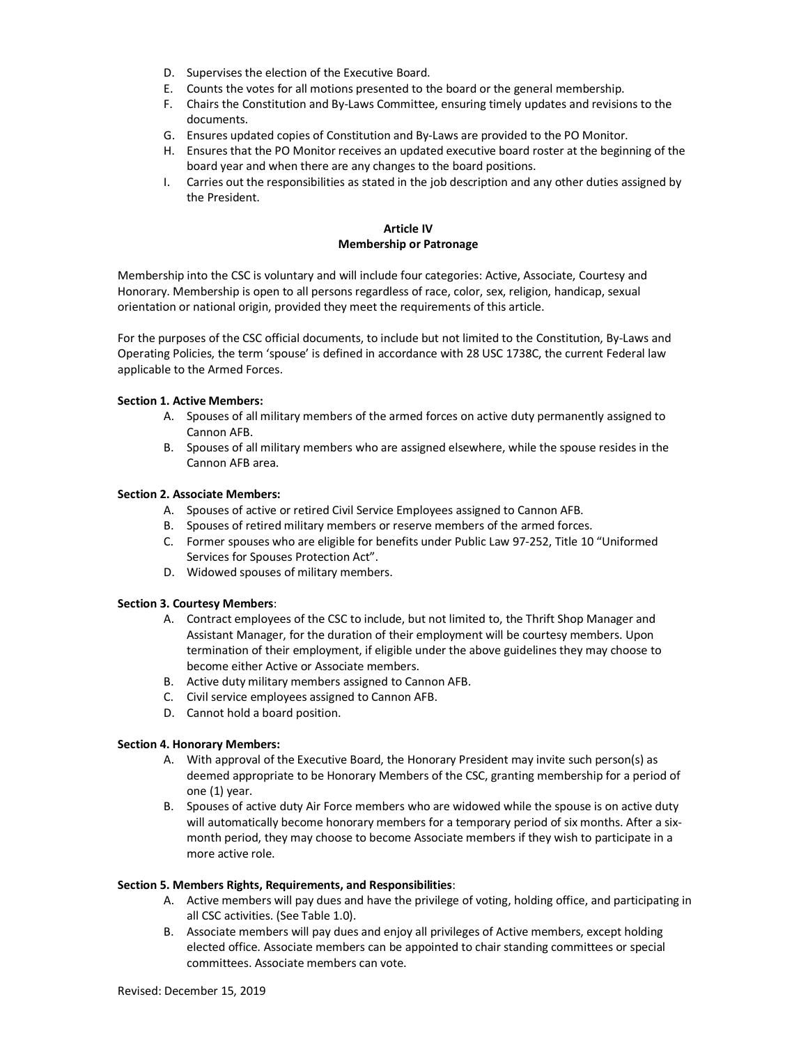D. Supervises the election of the Executive Board.
E. Counts the votes for all motions presented to the board or the general membership.
F. Chairs the Constitution and By-Laws Committee, ensuring timely updates and revisions to the documents.
G. Ensures updated copies of Constitution and By-Laws are provided to the PO Monitor.
H. Ensures that the PO Monitor receives an updated executive board roster at the beginning of the board year and when there are any changes to the board positions.
I. Carries out the responsibilities as stated in the job description and any other duties assigned by the President.

## Article IV
## Membership or Patronage

Membership into the CSC is voluntary and will include four categories: Active, Associate, Courtesy and Honorary. Membership is open to all persons regardless of race, color, sex, religion, handicap, sexual orientation or national origin, provided they meet the requirements of this article.

For the purposes of the CSC official documents, to include but not limited to the Constitution, By-Laws and Operating Policies, the term 'spouse' is defined in accordance with 28 USC 1738C, the current Federal law applicable to the Armed Forces.

**Section 1. Active Members:**

A. Spouses of all military members of the armed forces on active duty permanently assigned to Cannon AFB.
B. Spouses of all military members who are assigned elsewhere, while the spouse resides in the Cannon AFB area.

**Section 2. Associate Members:**

A. Spouses of active or retired Civil Service Employees assigned to Cannon AFB.
B. Spouses of retired military members or reserve members of the armed forces.
C. Former spouses who are eligible for benefits under Public Law 97-252, Title 10 "Uniformed Services for Spouses Protection Act".
D. Widowed spouses of military members.

**Section 3. Courtesy Members**:

A. Contract employees of the CSC to include, but not limited to, the Thrift Shop Manager and Assistant Manager, for the duration of their employment will be courtesy members. Upon termination of their employment, if eligible under the above guidelines they may choose to become either Active or Associate members.
B. Active duty military members assigned to Cannon AFB.
C. Civil service employees assigned to Cannon AFB.
D. Cannot hold a board position.

**Section 4. Honorary Members:**

A. With approval of the Executive Board, the Honorary President may invite such person(s) as deemed appropriate to be Honorary Members of the CSC, granting membership for a period of one (1) year.
B. Spouses of active duty Air Force members who are widowed while the spouse is on active duty will automatically become honorary members for a temporary period of six months. After a six-month period, they may choose to become Associate members if they wish to participate in a more active role.

**Section 5. Members Rights, Requirements, and Responsibilities**:

A. Active members will pay dues and have the privilege of voting, holding office, and participating in all CSC activities. (See Table 1.0).
B. Associate members will pay dues and enjoy all privileges of Active members, except holding elected office. Associate members can be appointed to chair standing committees or special committees. Associate members can vote.

Revised: December 15, 2019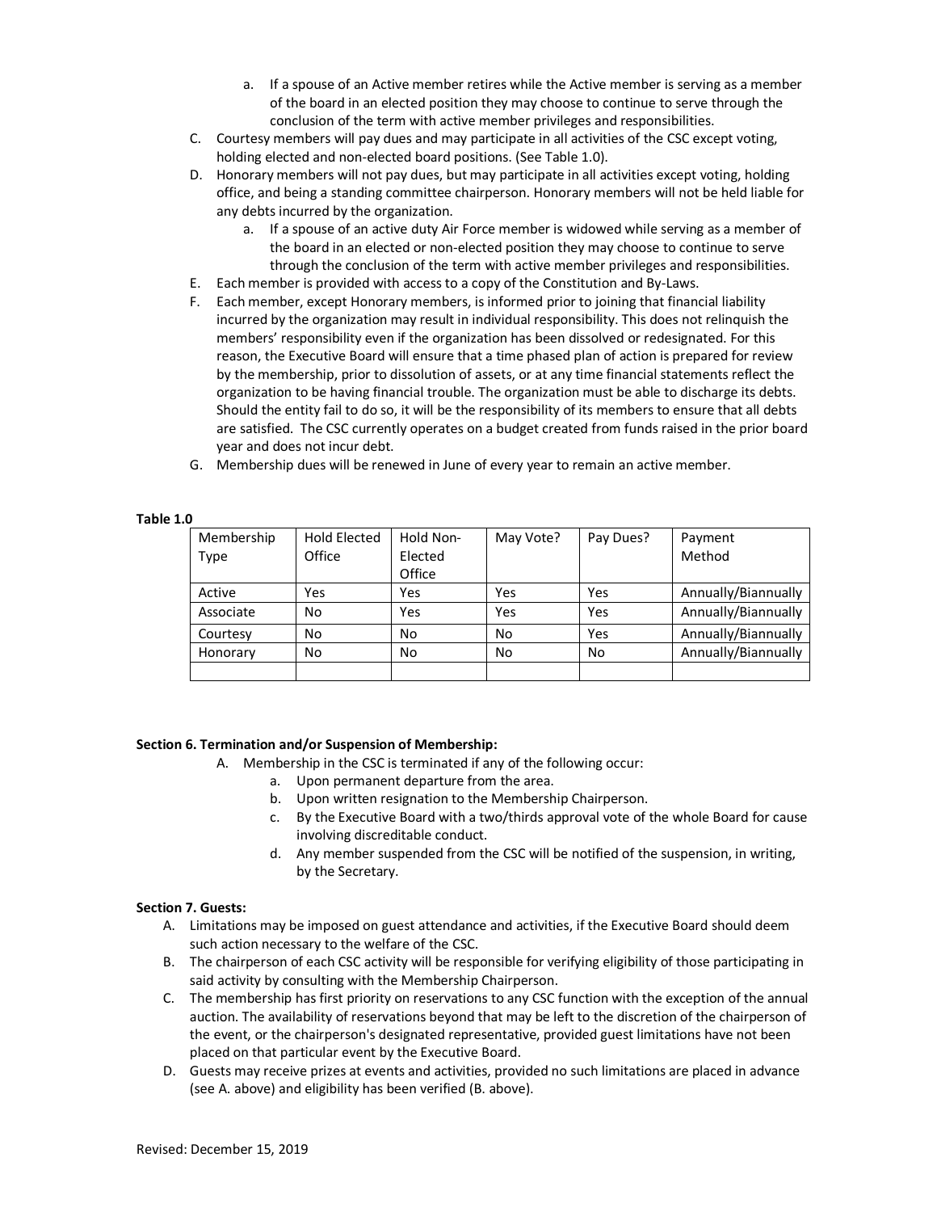a. If a spouse of an Active member retires while the Active member is serving as a member of the board in an elected position they may choose to continue to serve through the conclusion of the term with active member privileges and responsibilities.

C. Courtesy members will pay dues and may participate in all activities of the CSC except voting, holding elected and non-elected board positions. (See Table 1.0).

D. Honorary members will not pay dues, but may participate in all activities except voting, holding office, and being a standing committee chairperson. Honorary members will not be held liable for any debts incurred by the organization.

   a. If a spouse of an active duty Air Force member is widowed while serving as a member of the board in an elected or non-elected position they may choose to continue to serve through the conclusion of the term with active member privileges and responsibilities.

E. Each member is provided with access to a copy of the Constitution and By-Laws.

F. Each member, except Honorary members, is informed prior to joining that financial liability incurred by the organization may result in individual responsibility. This does not relinquish the members' responsibility even if the organization has been dissolved or redesignated. For this reason, the Executive Board will ensure that a time phased plan of action is prepared for review by the membership, prior to dissolution of assets, or at any time financial statements reflect the organization to be having financial trouble. The organization must be able to discharge its debts. Should the entity fail to do so, it will be the responsibility of its members to ensure that all debts are satisfied. The CSC currently operates on a budget created from funds raised in the prior board year and does not incur debt.

G. Membership dues will be renewed in June of every year to remain an active member.

**Table 1.0**

| Membership Type | Hold Elected Office | Hold Non-Elected Office | May Vote? | Pay Dues? | Payment Method |
|---|---|---|---|---|---|
| Active | Yes | Yes | Yes | Yes | Annually/Biannually |
| Associate | No | Yes | Yes | Yes | Annually/Biannually |
| Courtesy | No | No | No | Yes | Annually/Biannually |
| Honorary | No | No | No | No | Annually/Biannually |
| | | | | | |

**Section 6. Termination and/or Suspension of Membership:**

A. Membership in the CSC is terminated if any of the following occur:

   a. Upon permanent departure from the area.
   b. Upon written resignation to the Membership Chairperson.
   c. By the Executive Board with a two/thirds approval vote of the whole Board for cause involving discreditable conduct.
   d. Any member suspended from the CSC will be notified of the suspension, in writing, by the Secretary.

**Section 7. Guests:**

A. Limitations may be imposed on guest attendance and activities, if the Executive Board should deem such action necessary to the welfare of the CSC.

B. The chairperson of each CSC activity will be responsible for verifying eligibility of those participating in said activity by consulting with the Membership Chairperson.

C. The membership has first priority on reservations to any CSC function with the exception of the annual auction. The availability of reservations beyond that may be left to the discretion of the chairperson of the event, or the chairperson's designated representative, provided guest limitations have not been placed on that particular event by the Executive Board.

D. Guests may receive prizes at events and activities, provided no such limitations are placed in advance (see A. above) and eligibility has been verified (B. above).

Revised: December 15, 2019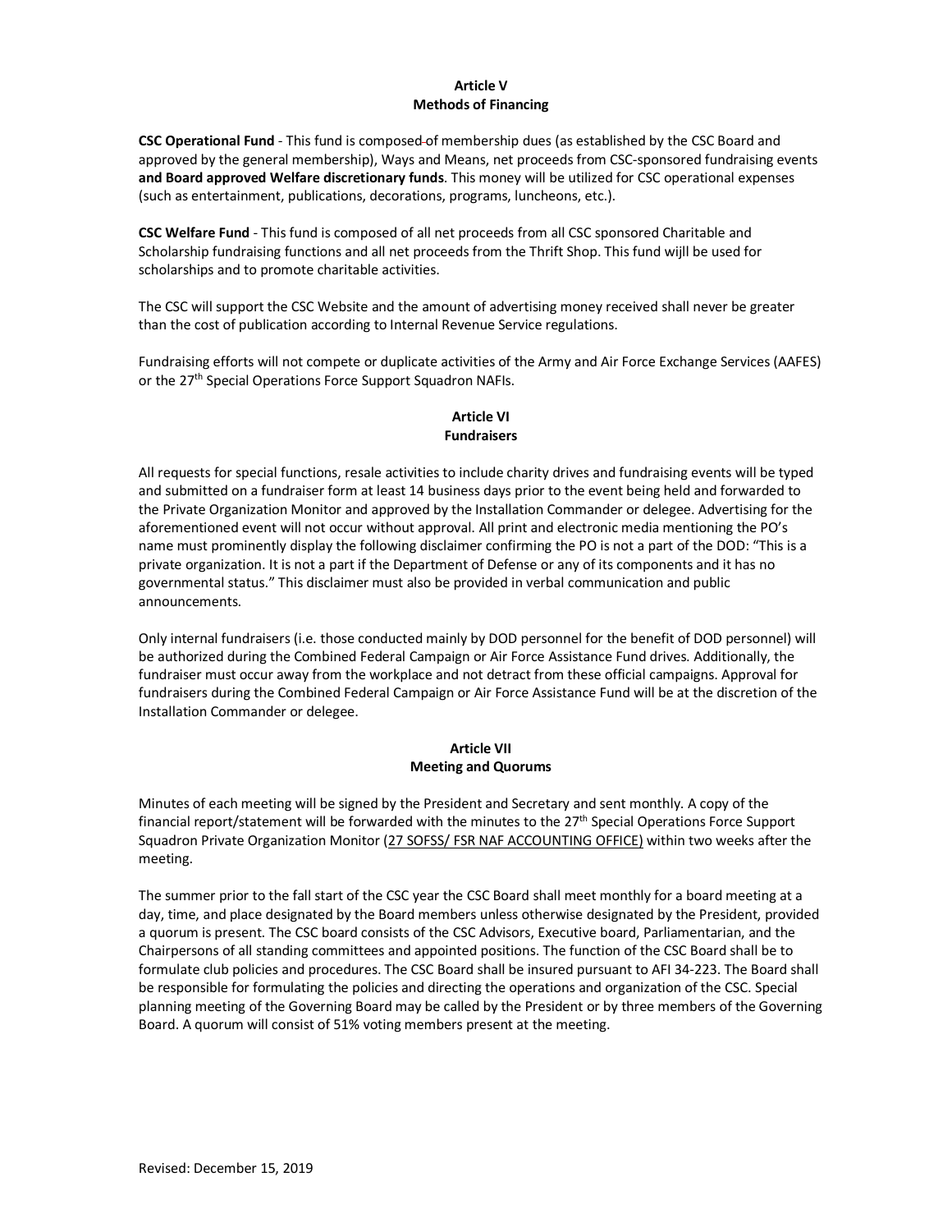## Article V
## Methods of Financing

**CSC Operational Fund** - This fund is composed of membership dues (as established by the CSC Board and approved by the general membership), Ways and Means, net proceeds from CSC-sponsored fundraising events **and Board approved Welfare discretionary funds**. This money will be utilized for CSC operational expenses (such as entertainment, publications, decorations, programs, luncheons, etc.).

**CSC Welfare Fund** - This fund is composed of all net proceeds from all CSC sponsored Charitable and Scholarship fundraising functions and all net proceeds from the Thrift Shop. This fund wijll be used for scholarships and to promote charitable activities.

The CSC will support the CSC Website and the amount of advertising money received shall never be greater than the cost of publication according to Internal Revenue Service regulations.

Fundraising efforts will not compete or duplicate activities of the Army and Air Force Exchange Services (AAFES) or the 27th Special Operations Force Support Squadron NAFIs.

## Article VI
## Fundraisers

All requests for special functions, resale activities to include charity drives and fundraising events will be typed and submitted on a fundraiser form at least 14 business days prior to the event being held and forwarded to the Private Organization Monitor and approved by the Installation Commander or delegee. Advertising for the aforementioned event will not occur without approval. All print and electronic media mentioning the PO's name must prominently display the following disclaimer confirming the PO is not a part of the DOD: "This is a private organization. It is not a part if the Department of Defense or any of its components and it has no governmental status." This disclaimer must also be provided in verbal communication and public announcements.

Only internal fundraisers (i.e. those conducted mainly by DOD personnel for the benefit of DOD personnel) will be authorized during the Combined Federal Campaign or Air Force Assistance Fund drives. Additionally, the fundraiser must occur away from the workplace and not detract from these official campaigns. Approval for fundraisers during the Combined Federal Campaign or Air Force Assistance Fund will be at the discretion of the Installation Commander or delegee.

## Article VII
## Meeting and Quorums

Minutes of each meeting will be signed by the President and Secretary and sent monthly. A copy of the financial report/statement will be forwarded with the minutes to the 27th Special Operations Force Support Squadron Private Organization Monitor (27 SOFSS/ FSR NAF ACCOUNTING OFFICE) within two weeks after the meeting.

The summer prior to the fall start of the CSC year the CSC Board shall meet monthly for a board meeting at a day, time, and place designated by the Board members unless otherwise designated by the President, provided a quorum is present. The CSC board consists of the CSC Advisors, Executive board, Parliamentarian, and the Chairpersons of all standing committees and appointed positions. The function of the CSC Board shall be to formulate club policies and procedures. The CSC Board shall be insured pursuant to AFI 34-223. The Board shall be responsible for formulating the policies and directing the operations and organization of the CSC. Special planning meeting of the Governing Board may be called by the President or by three members of the Governing Board. A quorum will consist of 51% voting members present at the meeting.

Revised: December 15, 2019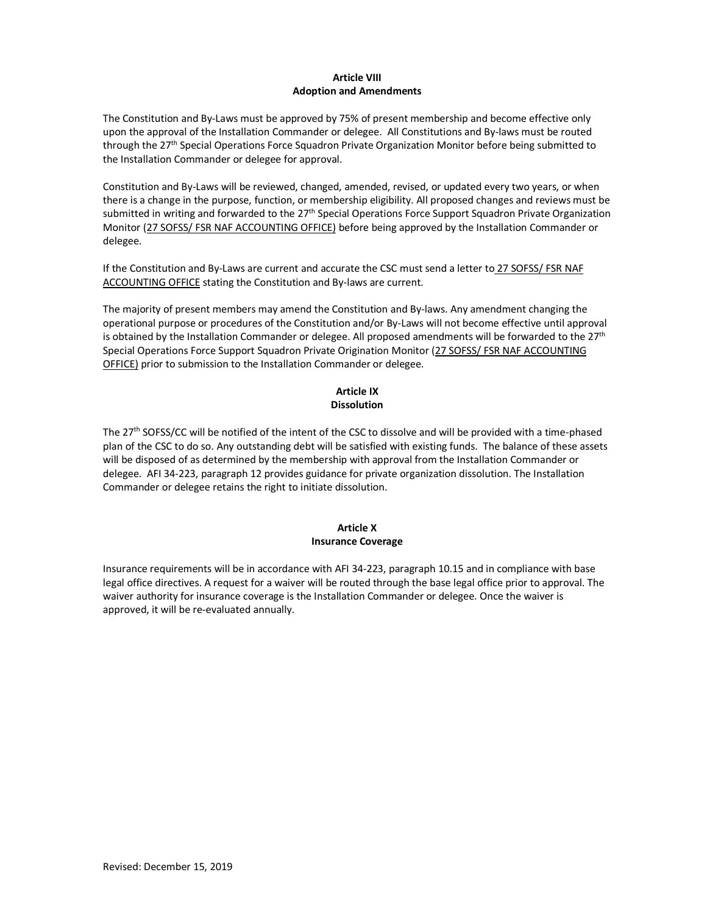**Article VIII**
**Adoption and Amendments**

The Constitution and By-Laws must be approved by 75% of present membership and become effective only upon the approval of the Installation Commander or delegee. All Constitutions and By-laws must be routed through the 27th Special Operations Force Squadron Private Organization Monitor before being submitted to the Installation Commander or delegee for approval.

Constitution and By-Laws will be reviewed, changed, amended, revised, or updated every two years, or when there is a change in the purpose, function, or membership eligibility. All proposed changes and reviews must be submitted in writing and forwarded to the 27th Special Operations Force Support Squadron Private Organization Monitor (27 SOFSS/ FSR NAF ACCOUNTING OFFICE) before being approved by the Installation Commander or delegee.

If the Constitution and By-Laws are current and accurate the CSC must send a letter to 27 SOFSS/ FSR NAF ACCOUNTING OFFICE stating the Constitution and By-laws are current.

The majority of present members may amend the Constitution and By-laws. Any amendment changing the operational purpose or procedures of the Constitution and/or By-Laws will not become effective until approval is obtained by the Installation Commander or delegee. All proposed amendments will be forwarded to the 27th Special Operations Force Support Squadron Private Origination Monitor (27 SOFSS/ FSR NAF ACCOUNTING OFFICE) prior to submission to the Installation Commander or delegee.

**Article IX**
**Dissolution**

The 27th SOFSS/CC will be notified of the intent of the CSC to dissolve and will be provided with a time-phased plan of the CSC to do so. Any outstanding debt will be satisfied with existing funds. The balance of these assets will be disposed of as determined by the membership with approval from the Installation Commander or delegee. AFI 34-223, paragraph 12 provides guidance for private organization dissolution. The Installation Commander or delegee retains the right to initiate dissolution.

**Article X**
**Insurance Coverage**

Insurance requirements will be in accordance with AFI 34-223, paragraph 10.15 and in compliance with base legal office directives. A request for a waiver will be routed through the base legal office prior to approval. The waiver authority for insurance coverage is the Installation Commander or delegee. Once the waiver is approved, it will be re-evaluated annually.

Revised: December 15, 2019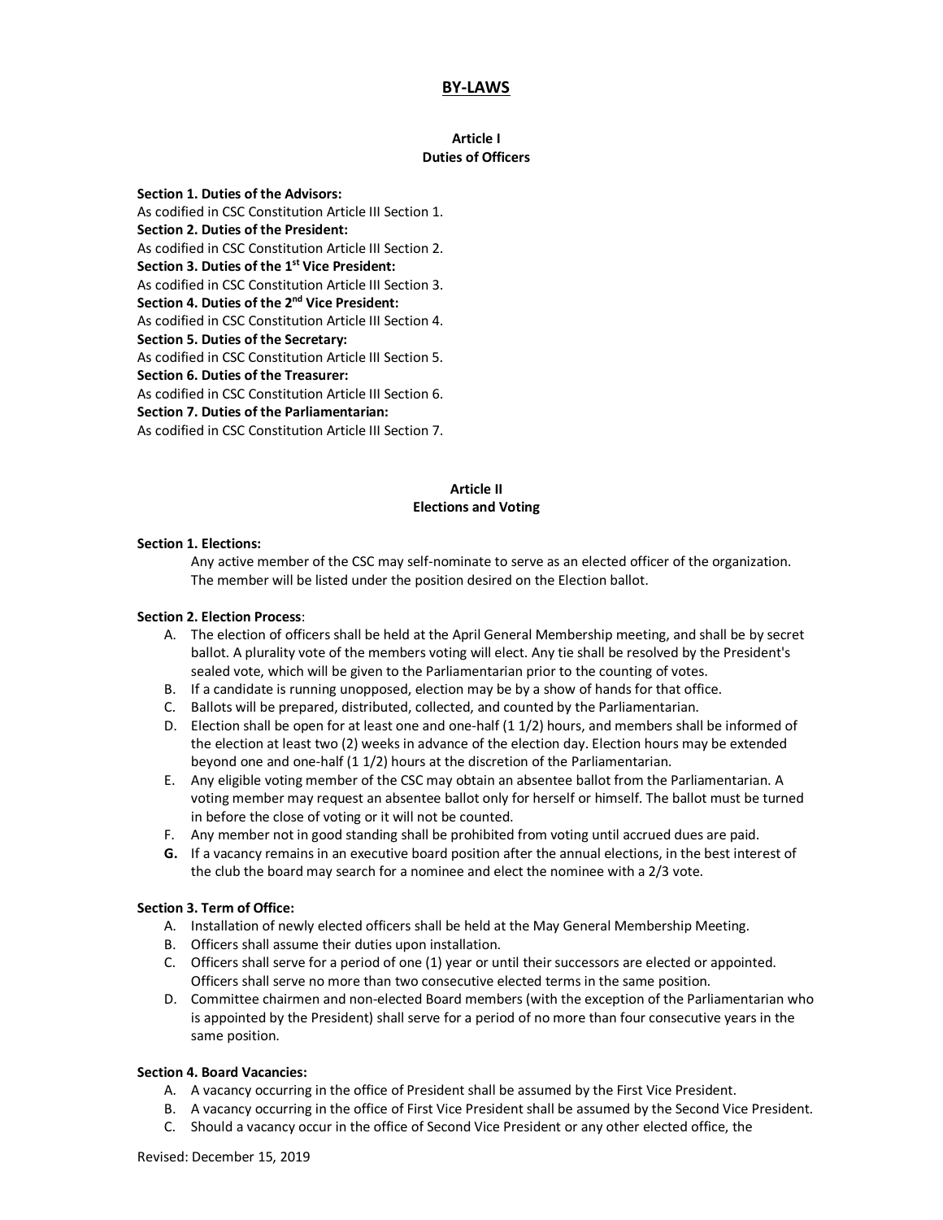# BY-LAWS

## Article I
## Duties of Officers

**Section 1. Duties of the Advisors:**
As codified in CSC Constitution Article III Section 1.
**Section 2. Duties of the President:**
As codified in CSC Constitution Article III Section 2.
**Section 3. Duties of the 1st Vice President:**
As codified in CSC Constitution Article III Section 3.
**Section 4. Duties of the 2nd Vice President:**
As codified in CSC Constitution Article III Section 4.
**Section 5. Duties of the Secretary:**
As codified in CSC Constitution Article III Section 5.
**Section 6. Duties of the Treasurer:**
As codified in CSC Constitution Article III Section 6.
**Section 7. Duties of the Parliamentarian:**
As codified in CSC Constitution Article III Section 7.

## Article II
## Elections and Voting

**Section 1. Elections:**

Any active member of the CSC may self-nominate to serve as an elected officer of the organization. The member will be listed under the position desired on the Election ballot.

**Section 2. Election Process**:

A. The election of officers shall be held at the April General Membership meeting, and shall be by secret ballot. A plurality vote of the members voting will elect. Any tie shall be resolved by the President's sealed vote, which will be given to the Parliamentarian prior to the counting of votes.
B. If a candidate is running unopposed, election may be by a show of hands for that office.
C. Ballots will be prepared, distributed, collected, and counted by the Parliamentarian.
D. Election shall be open for at least one and one-half (1 1/2) hours, and members shall be informed of the election at least two (2) weeks in advance of the election day. Election hours may be extended beyond one and one-half (1 1/2) hours at the discretion of the Parliamentarian.
E. Any eligible voting member of the CSC may obtain an absentee ballot from the Parliamentarian. A voting member may request an absentee ballot only for herself or himself. The ballot must be turned in before the close of voting or it will not be counted.
F. Any member not in good standing shall be prohibited from voting until accrued dues are paid.
**G.** If a vacancy remains in an executive board position after the annual elections, in the best interest of the club the board may search for a nominee and elect the nominee with a 2/3 vote.

**Section 3. Term of Office:**

A. Installation of newly elected officers shall be held at the May General Membership Meeting.
B. Officers shall assume their duties upon installation.
C. Officers shall serve for a period of one (1) year or until their successors are elected or appointed. Officers shall serve no more than two consecutive elected terms in the same position.
D. Committee chairmen and non-elected Board members (with the exception of the Parliamentarian who is appointed by the President) shall serve for a period of no more than four consecutive years in the same position.

**Section 4. Board Vacancies:**

A. A vacancy occurring in the office of President shall be assumed by the First Vice President.
B. A vacancy occurring in the office of First Vice President shall be assumed by the Second Vice President.
C. Should a vacancy occur in the office of Second Vice President or any other elected office, the

Revised: December 15, 2019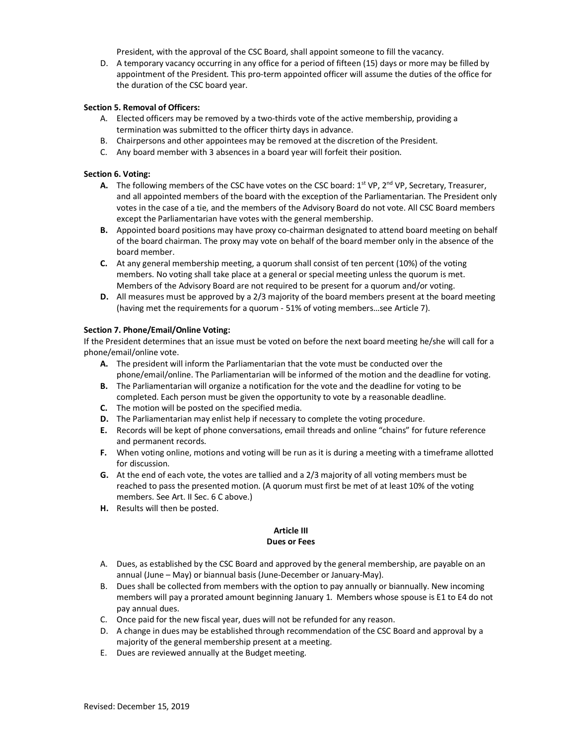President, with the approval of the CSC Board, shall appoint someone to fill the vacancy.

D. A temporary vacancy occurring in any office for a period of fifteen (15) days or more may be filled by appointment of the President. This pro-term appointed officer will assume the duties of the office for the duration of the CSC board year.

**Section 5. Removal of Officers:**

A. Elected officers may be removed by a two-thirds vote of the active membership, providing a termination was submitted to the officer thirty days in advance.

B. Chairpersons and other appointees may be removed at the discretion of the President.

C. Any board member with 3 absences in a board year will forfeit their position.

**Section 6. Voting:**

**A.** The following members of the CSC have votes on the CSC board: 1st VP, 2nd VP, Secretary, Treasurer, and all appointed members of the board with the exception of the Parliamentarian. The President only votes in the case of a tie, and the members of the Advisory Board do not vote. All CSC Board members except the Parliamentarian have votes with the general membership.

**B.** Appointed board positions may have proxy co-chairman designated to attend board meeting on behalf of the board chairman. The proxy may vote on behalf of the board member only in the absence of the board member.

**C.** At any general membership meeting, a quorum shall consist of ten percent (10%) of the voting members. No voting shall take place at a general or special meeting unless the quorum is met. Members of the Advisory Board are not required to be present for a quorum and/or voting.

**D.** All measures must be approved by a 2/3 majority of the board members present at the board meeting (having met the requirements for a quorum - 51% of voting members…see Article 7).

**Section 7. Phone/Email/Online Voting:**

If the President determines that an issue must be voted on before the next board meeting he/she will call for a phone/email/online vote.

**A.** The president will inform the Parliamentarian that the vote must be conducted over the phone/email/online. The Parliamentarian will be informed of the motion and the deadline for voting.

**B.** The Parliamentarian will organize a notification for the vote and the deadline for voting to be completed. Each person must be given the opportunity to vote by a reasonable deadline.

**C.** The motion will be posted on the specified media.

**D.** The Parliamentarian may enlist help if necessary to complete the voting procedure.

**E.** Records will be kept of phone conversations, email threads and online "chains" for future reference and permanent records.

**F.** When voting online, motions and voting will be run as it is during a meeting with a timeframe allotted for discussion.

**G.** At the end of each vote, the votes are tallied and a 2/3 majority of all voting members must be reached to pass the presented motion. (A quorum must first be met of at least 10% of the voting members. See Art. II Sec. 6 C above.)

**H.** Results will then be posted.

## Article III
## Dues or Fees

A. Dues, as established by the CSC Board and approved by the general membership, are payable on an annual (June – May) or biannual basis (June-December or January-May).

B. Dues shall be collected from members with the option to pay annually or biannually. New incoming members will pay a prorated amount beginning January 1. Members whose spouse is E1 to E4 do not pay annual dues.

C. Once paid for the new fiscal year, dues will not be refunded for any reason.

D. A change in dues may be established through recommendation of the CSC Board and approval by a majority of the general membership present at a meeting.

E. Dues are reviewed annually at the Budget meeting.

Revised: December 15, 2019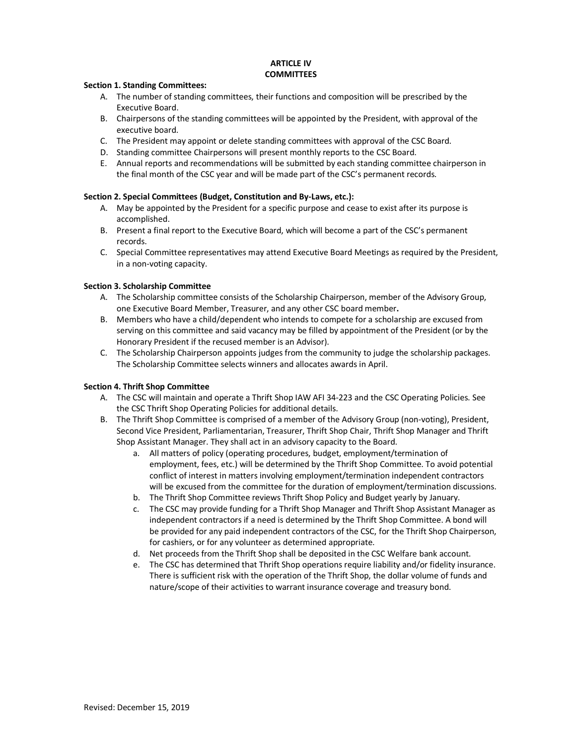## ARTICLE IV
## COMMITTEES

**Section 1. Standing Committees:**

A. The number of standing committees, their functions and composition will be prescribed by the Executive Board.
B. Chairpersons of the standing committees will be appointed by the President, with approval of the executive board.
C. The President may appoint or delete standing committees with approval of the CSC Board.
D. Standing committee Chairpersons will present monthly reports to the CSC Board.
E. Annual reports and recommendations will be submitted by each standing committee chairperson in the final month of the CSC year and will be made part of the CSC's permanent records.

**Section 2. Special Committees (Budget, Constitution and By-Laws, etc.):**

A. May be appointed by the President for a specific purpose and cease to exist after its purpose is accomplished.
B. Present a final report to the Executive Board, which will become a part of the CSC's permanent records.
C. Special Committee representatives may attend Executive Board Meetings as required by the President, in a non-voting capacity.

**Section 3. Scholarship Committee**

A. The Scholarship committee consists of the Scholarship Chairperson, member of the Advisory Group, one Executive Board Member, Treasurer, and any other CSC board member**.**
B. Members who have a child/dependent who intends to compete for a scholarship are excused from serving on this committee and said vacancy may be filled by appointment of the President (or by the Honorary President if the recused member is an Advisor).
C. The Scholarship Chairperson appoints judges from the community to judge the scholarship packages. The Scholarship Committee selects winners and allocates awards in April.

**Section 4. Thrift Shop Committee**

A. The CSC will maintain and operate a Thrift Shop IAW AFI 34-223 and the CSC Operating Policies. See the CSC Thrift Shop Operating Policies for additional details.
B. The Thrift Shop Committee is comprised of a member of the Advisory Group (non-voting), President, Second Vice President, Parliamentarian, Treasurer, Thrift Shop Chair, Thrift Shop Manager and Thrift Shop Assistant Manager. They shall act in an advisory capacity to the Board.
   a. All matters of policy (operating procedures, budget, employment/termination of employment, fees, etc.) will be determined by the Thrift Shop Committee. To avoid potential conflict of interest in matters involving employment/termination independent contractors will be excused from the committee for the duration of employment/termination discussions.
   b. The Thrift Shop Committee reviews Thrift Shop Policy and Budget yearly by January.
   c. The CSC may provide funding for a Thrift Shop Manager and Thrift Shop Assistant Manager as independent contractors if a need is determined by the Thrift Shop Committee. A bond will be provided for any paid independent contractors of the CSC, for the Thrift Shop Chairperson, for cashiers, or for any volunteer as determined appropriate.
   d. Net proceeds from the Thrift Shop shall be deposited in the CSC Welfare bank account.
   e. The CSC has determined that Thrift Shop operations require liability and/or fidelity insurance. There is sufficient risk with the operation of the Thrift Shop, the dollar volume of funds and nature/scope of their activities to warrant insurance coverage and treasury bond.

Revised: December 15, 2019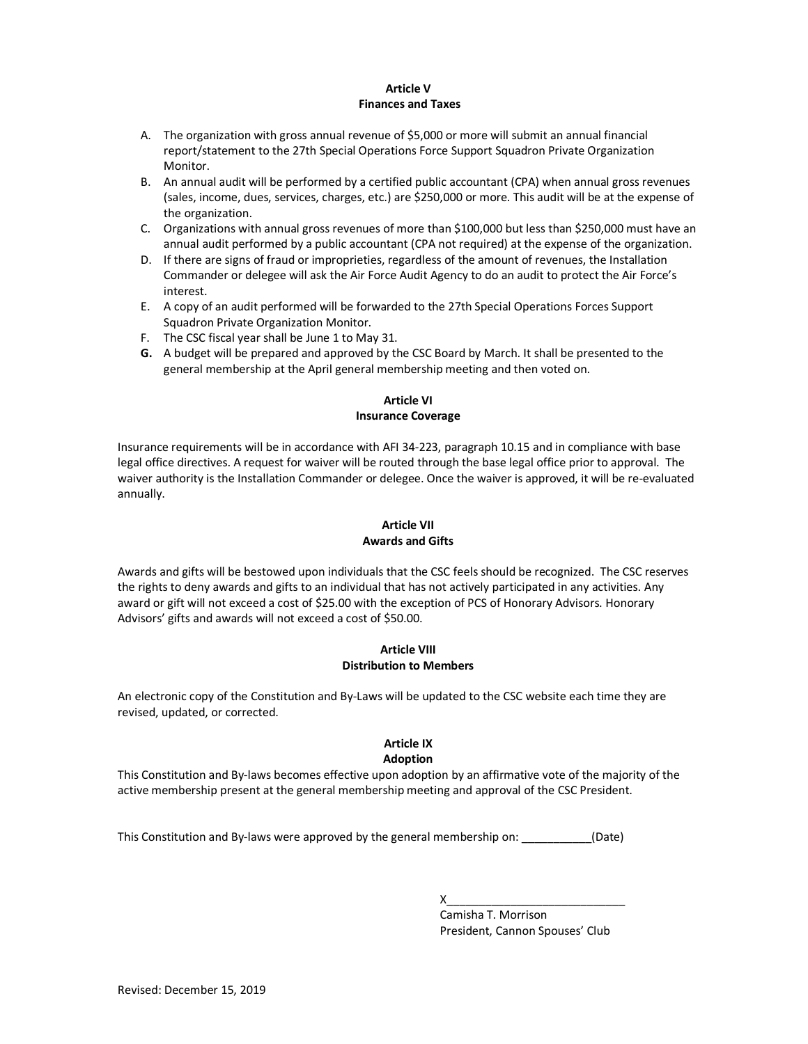## Article V
## Finances and Taxes

A. The organization with gross annual revenue of $5,000 or more will submit an annual financial report/statement to the 27th Special Operations Force Support Squadron Private Organization Monitor.
B. An annual audit will be performed by a certified public accountant (CPA) when annual gross revenues (sales, income, dues, services, charges, etc.) are $250,000 or more. This audit will be at the expense of the organization.
C. Organizations with annual gross revenues of more than $100,000 but less than $250,000 must have an annual audit performed by a public accountant (CPA not required) at the expense of the organization.
D. If there are signs of fraud or improprieties, regardless of the amount of revenues, the Installation Commander or delegee will ask the Air Force Audit Agency to do an audit to protect the Air Force's interest.
E. A copy of an audit performed will be forwarded to the 27th Special Operations Forces Support Squadron Private Organization Monitor.
F. The CSC fiscal year shall be June 1 to May 31.
**G.** A budget will be prepared and approved by the CSC Board by March. It shall be presented to the general membership at the April general membership meeting and then voted on.

## Article VI
## Insurance Coverage

Insurance requirements will be in accordance with AFI 34-223, paragraph 10.15 and in compliance with base legal office directives. A request for waiver will be routed through the base legal office prior to approval. The waiver authority is the Installation Commander or delegee. Once the waiver is approved, it will be re-evaluated annually.

## Article VII
## Awards and Gifts

Awards and gifts will be bestowed upon individuals that the CSC feels should be recognized. The CSC reserves the rights to deny awards and gifts to an individual that has not actively participated in any activities. Any award or gift will not exceed a cost of $25.00 with the exception of PCS of Honorary Advisors. Honorary Advisors' gifts and awards will not exceed a cost of $50.00.

## Article VIII
## Distribution to Members

An electronic copy of the Constitution and By-Laws will be updated to the CSC website each time they are revised, updated, or corrected.

## Article IX
## Adoption

This Constitution and By-laws becomes effective upon adoption by an affirmative vote of the majority of the active membership present at the general membership meeting and approval of the CSC President.

This Constitution and By-laws were approved by the general membership on: ___________(Date)

X____________________________
Camisha T. Morrison
President, Cannon Spouses' Club

Revised: December 15, 2019